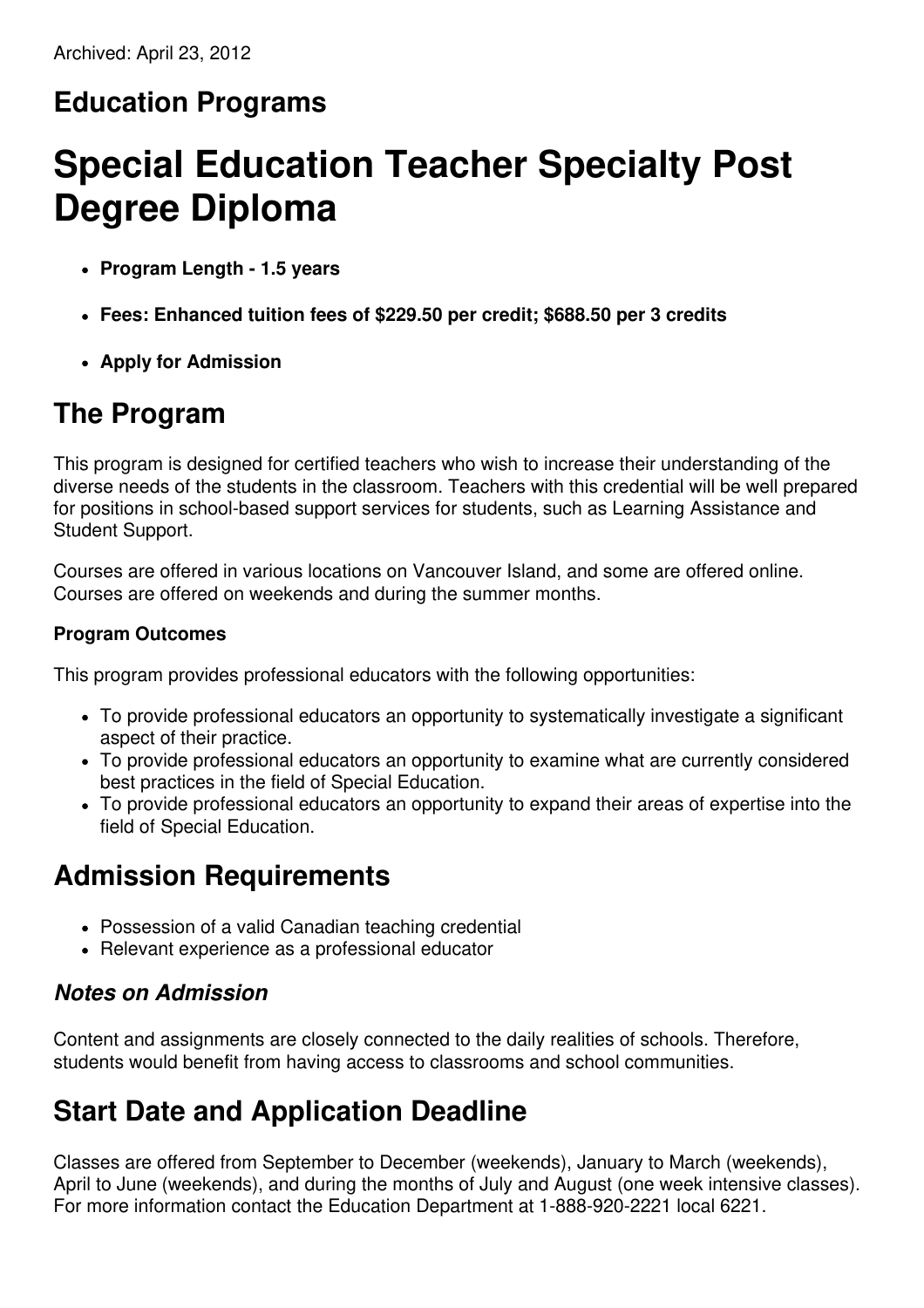Archived: April 23, 2012

## Education Programs

# Special Education Teacher Specialty Post Degree Diploma

- **Program Length - 1.5 years**
- **Fees: Enhanced tuition fees of $229.50 per credit; $688.50 per 3 credits**
- **Apply for Admission**

## The Program

This program is designed for certified teachers who wish to increase their understanding of the diverse needs of the students in the classroom. Teachers with this credential will be well prepared for positions in school-based support services for students, such as Learning Assistance and Student Support.

Courses are offered in various locations on Vancouver Island, and some are offered online. Courses are offered on weekends and during the summer months.

#### Program Outcomes

This program provides professional educators with the following opportunities:

- To provide professional educators an opportunity to systematically investigate a significant aspect of their practice.
- To provide professional educators an opportunity to examine what are currently considered best practices in the field of Special Education.
- To provide professional educators an opportunity to expand their areas of expertise into the field of Special Education.

## Admission Requirements

- Possession of a valid Canadian teaching credential
- Relevant experience as a professional educator

### *Notes on Admission*

Content and assignments are closely connected to the daily realities of schools. Therefore, students would benefit from having access to classrooms and school communities.

## Start Date and Application Deadline

Classes are offered from September to December (weekends), January to March (weekends), April to June (weekends), and during the months of July and August (one week intensive classes). For more information contact the Education Department at 1-888-920-2221 local 6221.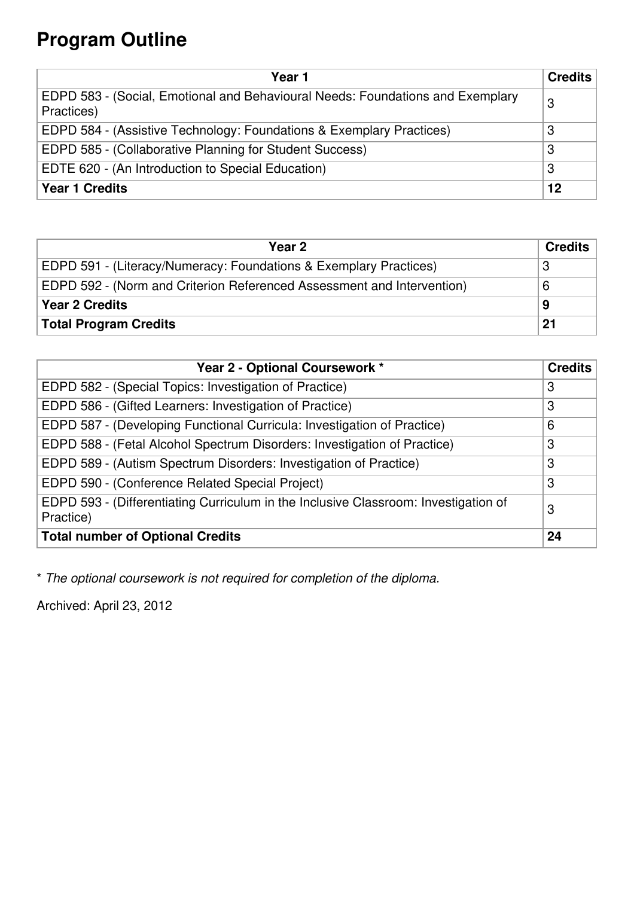# Program Outline

| Year 1 | Credits |
|---|---|
| EDPD 583 - (Social, Emotional and Behavioural Needs: Foundations and Exemplary Practices) | 3 |
| EDPD 584 - (Assistive Technology: Foundations & Exemplary Practices) | 3 |
| EDPD 585 - (Collaborative Planning for Student Success) | 3 |
| EDTE 620 - (An Introduction to Special Education) | 3 |
| **Year 1 Credits** | **12** |

| Year 2 | Credits |
|---|---|
| EDPD 591 - (Literacy/Numeracy: Foundations & Exemplary Practices) | 3 |
| EDPD 592 - (Norm and Criterion Referenced Assessment and Intervention) | 6 |
| **Year 2 Credits** | **9** |
| **Total Program Credits** | **21** |

| Year 2 - Optional Coursework * | Credits |
|---|---|
| EDPD 582 - (Special Topics: Investigation of Practice) | 3 |
| EDPD 586 - (Gifted Learners: Investigation of Practice) | 3 |
| EDPD 587 - (Developing Functional Curricula: Investigation of Practice) | 6 |
| EDPD 588 - (Fetal Alcohol Spectrum Disorders: Investigation of Practice) | 3 |
| EDPD 589 - (Autism Spectrum Disorders: Investigation of Practice) | 3 |
| EDPD 590 - (Conference Related Special Project) | 3 |
| EDPD 593 - (Differentiating Curriculum in the Inclusive Classroom: Investigation of Practice) | 3 |
| **Total number of Optional Credits** | **24** |

* *The optional coursework is not required for completion of the diploma.*

Archived: April 23, 2012